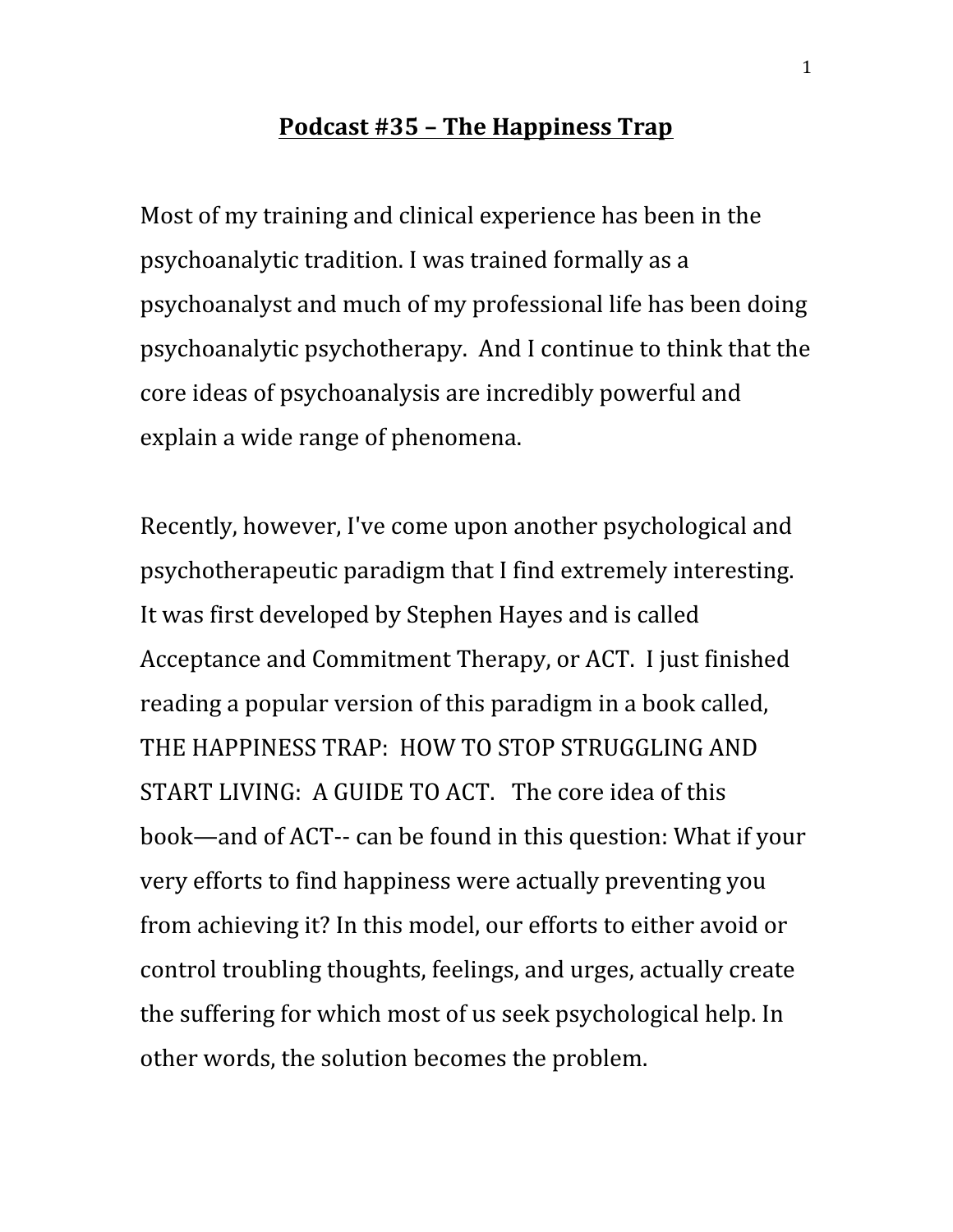# Podcast #35 – The Happiness Trap

Most of my training and clinical experience has been in the psychoanalytic tradition. I was trained formally as a psychoanalyst and much of my professional life has been doing psychoanalytic psychotherapy. And I continue to think that the core ideas of psychoanalysis are incredibly powerful and explain a wide range of phenomena.

Recently, however, I've come upon another psychological and psychotherapeutic paradigm that I find extremely interesting. It was first developed by Stephen Hayes and is called Acceptance and Commitment Therapy, or ACT. I just finished reading a popular version of this paradigm in a book called, THE HAPPINESS TRAP: HOW TO STOP STRUGGLING AND START LIVING: A GUIDE TO ACT. The core idea of this book—and of ACT-- can be found in this question: What if your very efforts to find happiness were actually preventing you from achieving it? In this model, our efforts to either avoid or control troubling thoughts, feelings, and urges, actually create the suffering for which most of us seek psychological help. In other words, the solution becomes the problem.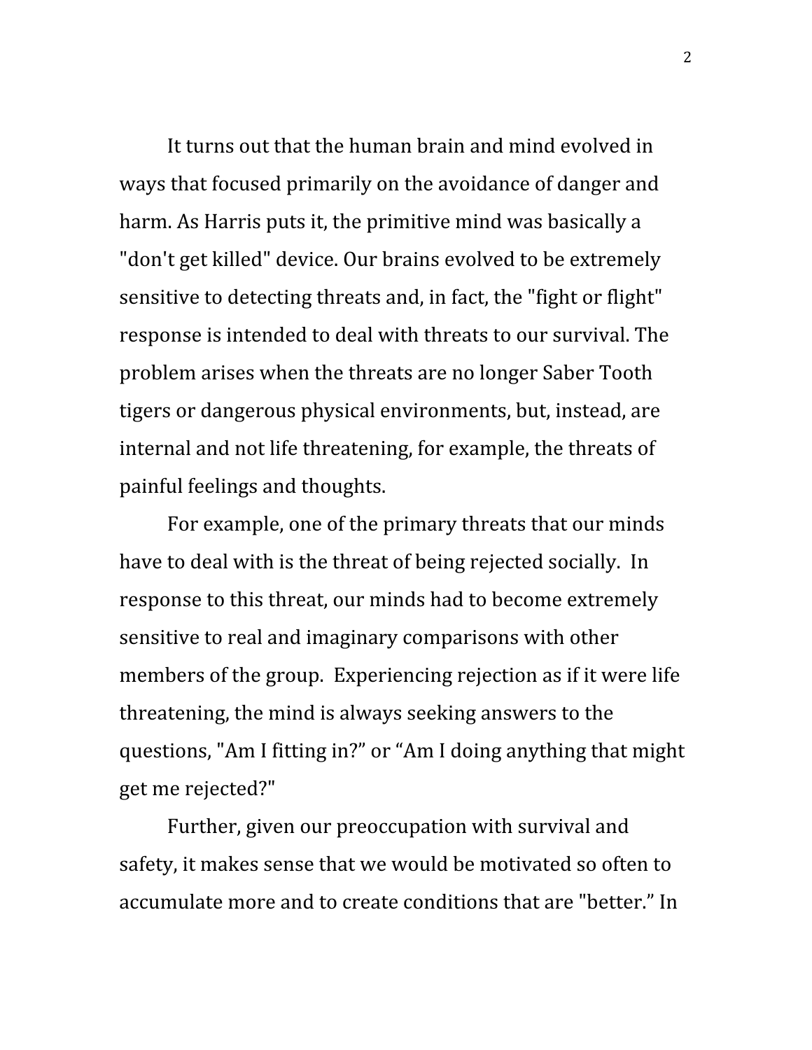It turns out that the human brain and mind evolved in ways that focused primarily on the avoidance of danger and harm. As Harris puts it, the primitive mind was basically a "don't get killed" device. Our brains evolved to be extremely sensitive to detecting threats and, in fact, the "fight or flight" response is intended to deal with threats to our survival. The problem arises when the threats are no longer Saber Tooth tigers or dangerous physical environments, but, instead, are internal and not life threatening, for example, the threats of painful feelings and thoughts.

For example, one of the primary threats that our minds have to deal with is the threat of being rejected socially. In response to this threat, our minds had to become extremely sensitive to real and imaginary comparisons with other members of the group. Experiencing rejection as if it were life threatening, the mind is always seeking answers to the questions, "Am I fitting in?" or "Am I doing anything that might get me rejected?"

Further, given our preoccupation with survival and safety, it makes sense that we would be motivated so often to accumulate more and to create conditions that are "better." In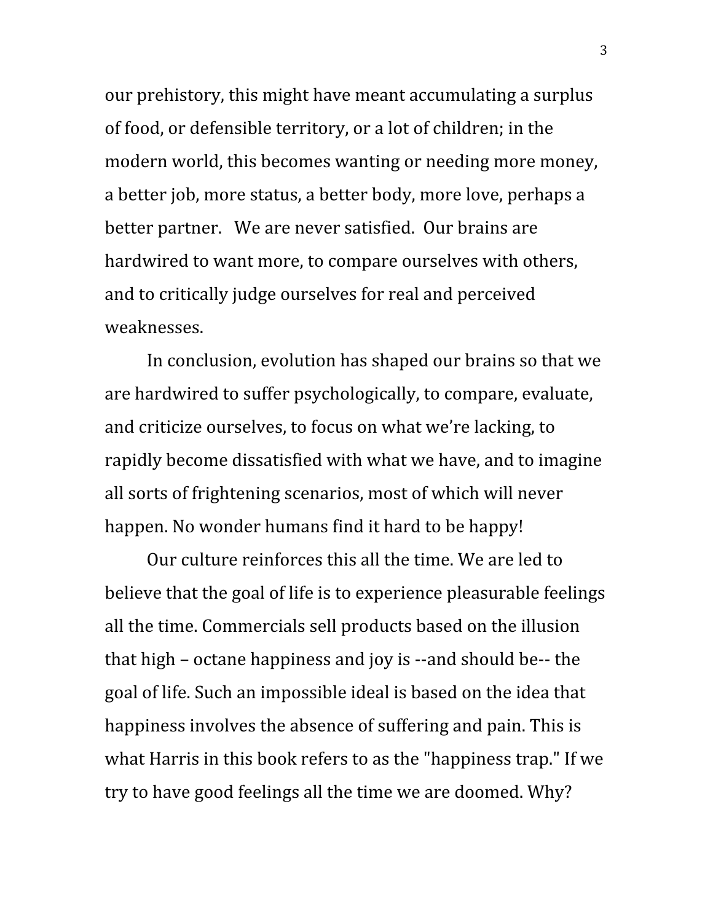our prehistory, this might have meant accumulating a surplus of food, or defensible territory, or a lot of children; in the modern world, this becomes wanting or needing more money, a better job, more status, a better body, more love, perhaps a better partner. We are never satisfied. Our brains are hardwired to want more, to compare ourselves with others, and to critically judge ourselves for real and perceived weaknesses.

In conclusion, evolution has shaped our brains so that we are hardwired to suffer psychologically, to compare, evaluate, and criticize ourselves, to focus on what we're lacking, to rapidly become dissatisfied with what we have, and to imagine all sorts of frightening scenarios, most of which will never happen. No wonder humans find it hard to be happy!

Our culture reinforces this all the time. We are led to believe that the goal of life is to experience pleasurable feelings all the time. Commercials sell products based on the illusion that high – octane happiness and joy is --and should be-- the goal of life. Such an impossible ideal is based on the idea that happiness involves the absence of suffering and pain. This is what Harris in this book refers to as the "happiness trap." If we try to have good feelings all the time we are doomed. Why?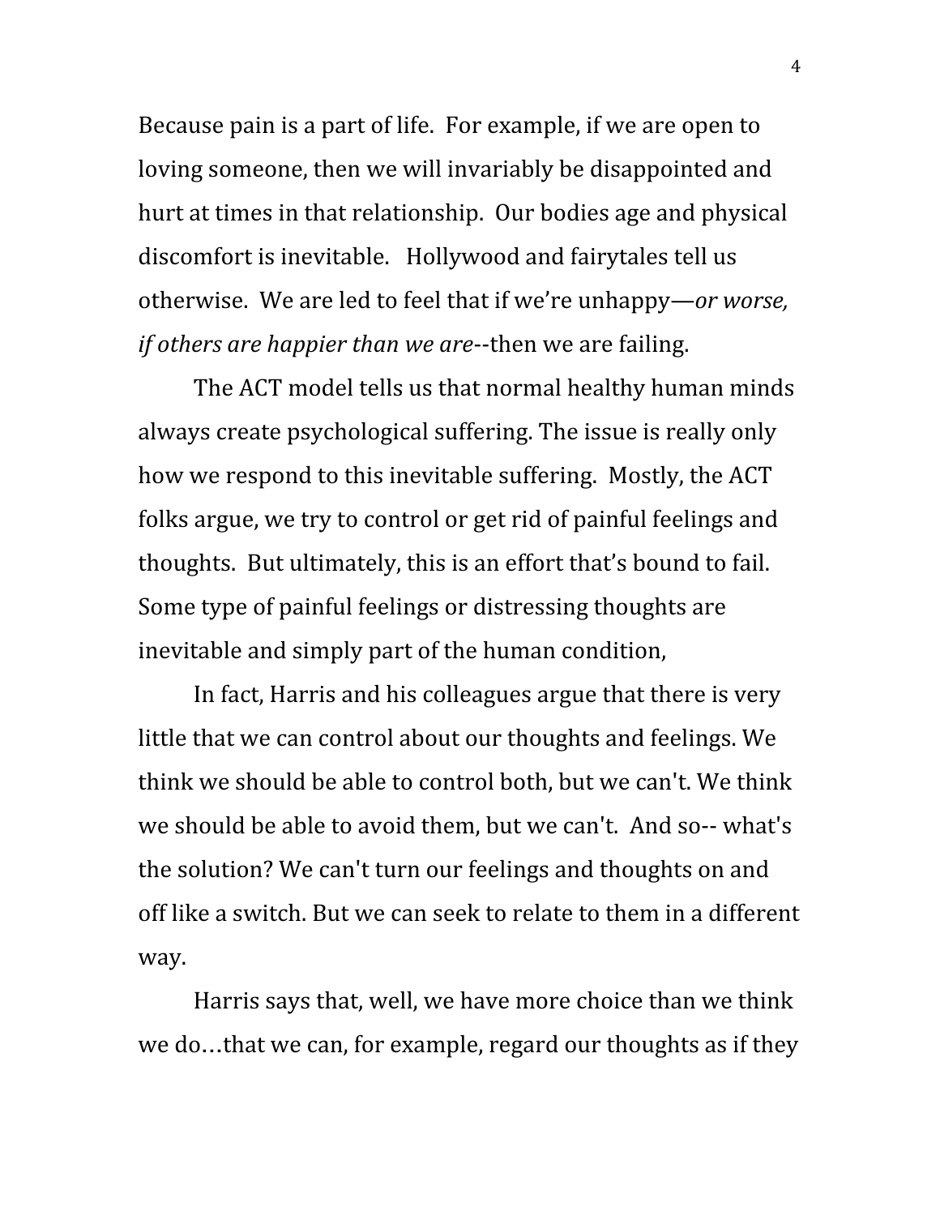Because pain is a part of life. For example, if we are open to loving someone, then we will invariably be disappointed and hurt at times in that relationship. Our bodies age and physical discomfort is inevitable. Hollywood and fairytales tell us otherwise. We are led to feel that if we're unhappy—*or worse, if others are happier than we are*--then we are failing.

The ACT model tells us that normal healthy human minds always create psychological suffering. The issue is really only how we respond to this inevitable suffering. Mostly, the ACT folks argue, we try to control or get rid of painful feelings and thoughts. But ultimately, this is an effort that's bound to fail. Some type of painful feelings or distressing thoughts are inevitable and simply part of the human condition,

In fact, Harris and his colleagues argue that there is very little that we can control about our thoughts and feelings. We think we should be able to control both, but we can't. We think we should be able to avoid them, but we can't. And so-- what's the solution? We can't turn our feelings and thoughts on and off like a switch. But we can seek to relate to them in a different way.

Harris says that, well, we have more choice than we think we do…that we can, for example, regard our thoughts as if they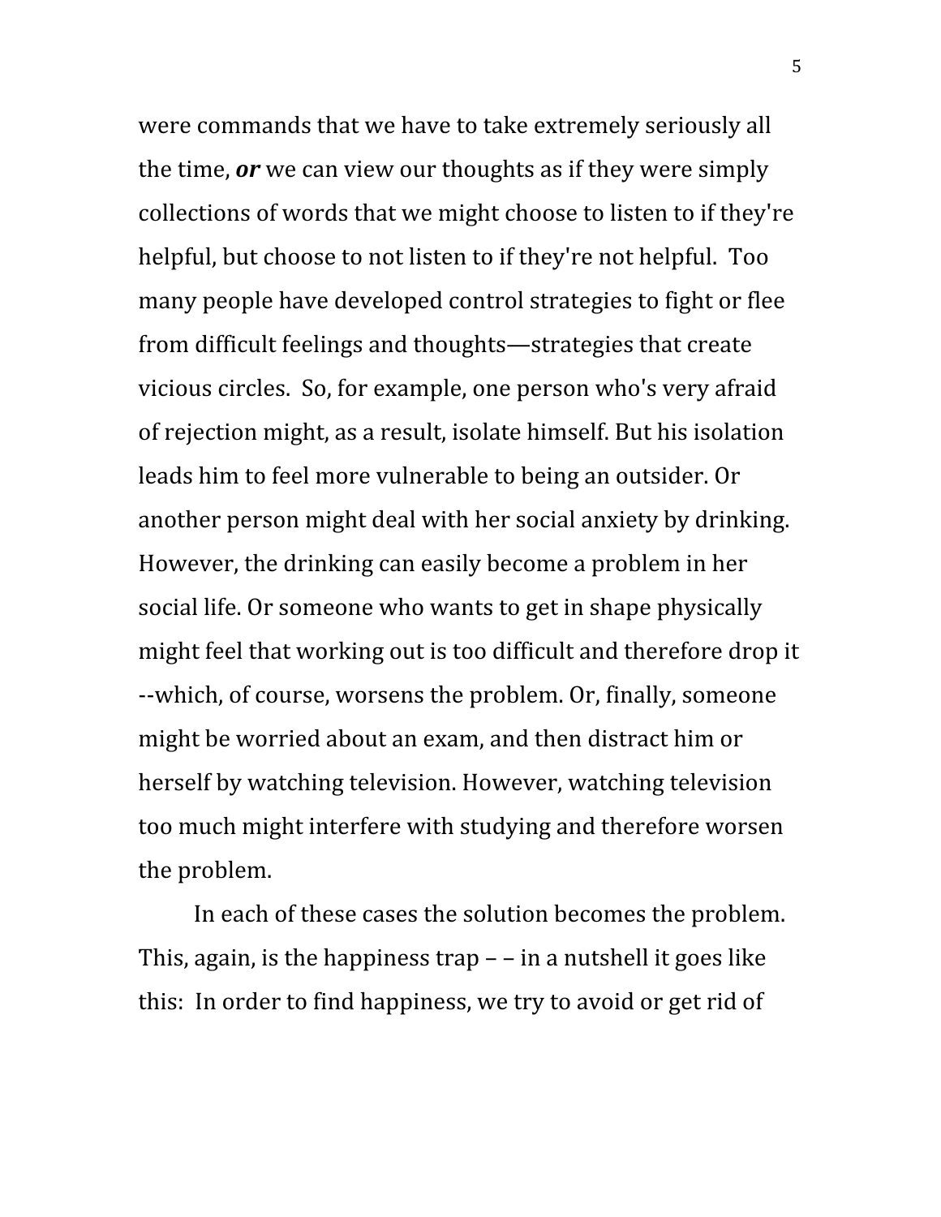were commands that we have to take extremely seriously all the time, ***or*** we can view our thoughts as if they were simply collections of words that we might choose to listen to if they're helpful, but choose to not listen to if they're not helpful. Too many people have developed control strategies to fight or flee from difficult feelings and thoughts—strategies that create vicious circles. So, for example, one person who's very afraid of rejection might, as a result, isolate himself. But his isolation leads him to feel more vulnerable to being an outsider. Or another person might deal with her social anxiety by drinking. However, the drinking can easily become a problem in her social life. Or someone who wants to get in shape physically might feel that working out is too difficult and therefore drop it --which, of course, worsens the problem. Or, finally, someone might be worried about an exam, and then distract him or herself by watching television. However, watching television too much might interfere with studying and therefore worsen the problem.

In each of these cases the solution becomes the problem. This, again, is the happiness trap – – in a nutshell it goes like this: In order to find happiness, we try to avoid or get rid of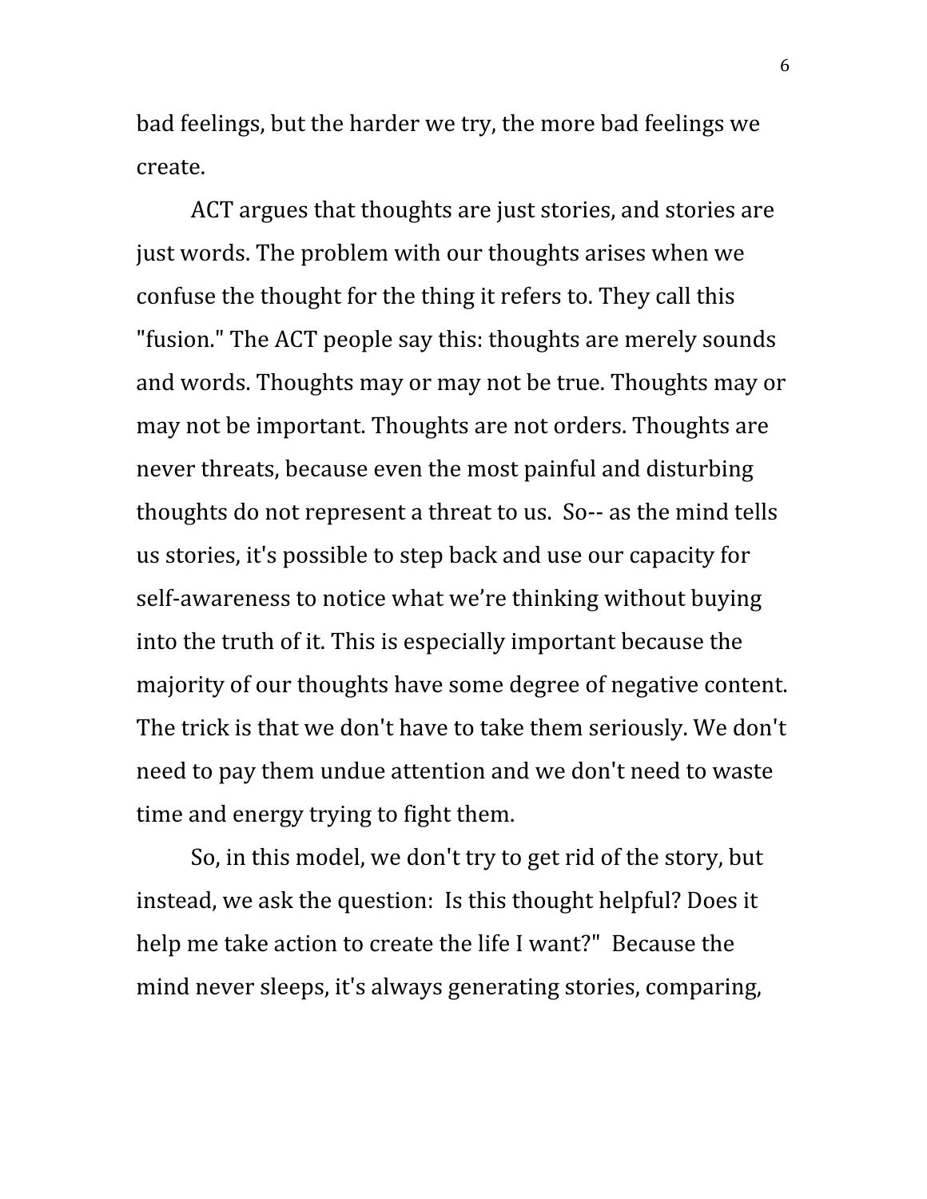bad feelings, but the harder we try, the more bad feelings we create.

ACT argues that thoughts are just stories, and stories are just words. The problem with our thoughts arises when we confuse the thought for the thing it refers to. They call this "fusion." The ACT people say this: thoughts are merely sounds and words. Thoughts may or may not be true. Thoughts may or may not be important. Thoughts are not orders. Thoughts are never threats, because even the most painful and disturbing thoughts do not represent a threat to us.  So-- as the mind tells us stories, it's possible to step back and use our capacity for self-awareness to notice what we're thinking without buying into the truth of it. This is especially important because the majority of our thoughts have some degree of negative content. The trick is that we don't have to take them seriously. We don't need to pay them undue attention and we don't need to waste time and energy trying to fight them.

So, in this model, we don't try to get rid of the story, but instead, we ask the question:  Is this thought helpful? Does it help me take action to create the life I want?"  Because the mind never sleeps, it's always generating stories, comparing,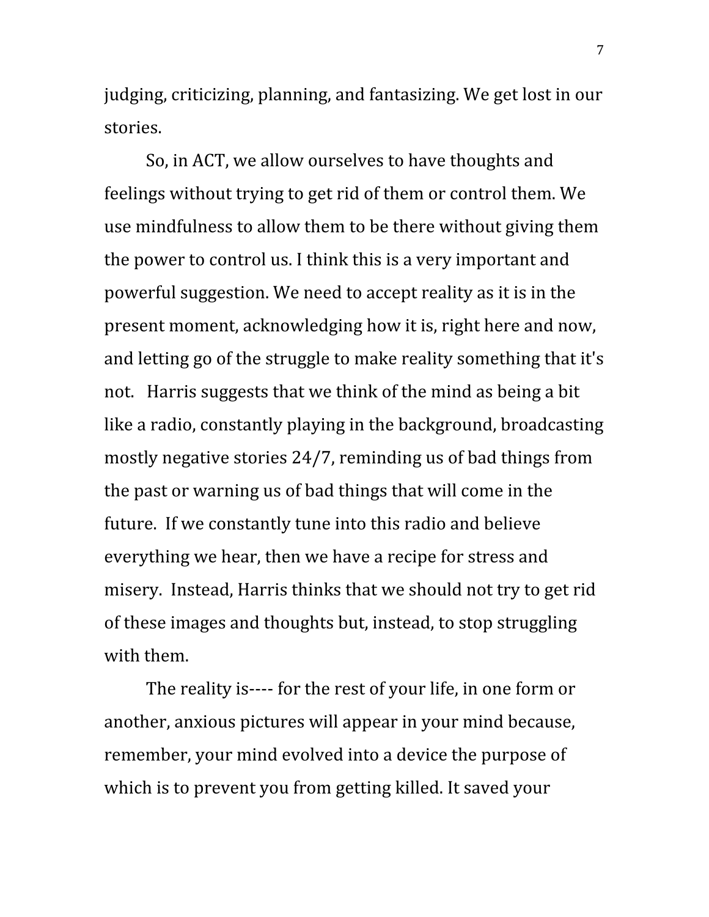judging, criticizing, planning, and fantasizing. We get lost in our stories.

So, in ACT, we allow ourselves to have thoughts and feelings without trying to get rid of them or control them. We use mindfulness to allow them to be there without giving them the power to control us. I think this is a very important and powerful suggestion. We need to accept reality as it is in the present moment, acknowledging how it is, right here and now, and letting go of the struggle to make reality something that it's not. Harris suggests that we think of the mind as being a bit like a radio, constantly playing in the background, broadcasting mostly negative stories 24/7, reminding us of bad things from the past or warning us of bad things that will come in the future. If we constantly tune into this radio and believe everything we hear, then we have a recipe for stress and misery. Instead, Harris thinks that we should not try to get rid of these images and thoughts but, instead, to stop struggling with them.

The reality is---- for the rest of your life, in one form or another, anxious pictures will appear in your mind because, remember, your mind evolved into a device the purpose of which is to prevent you from getting killed. It saved your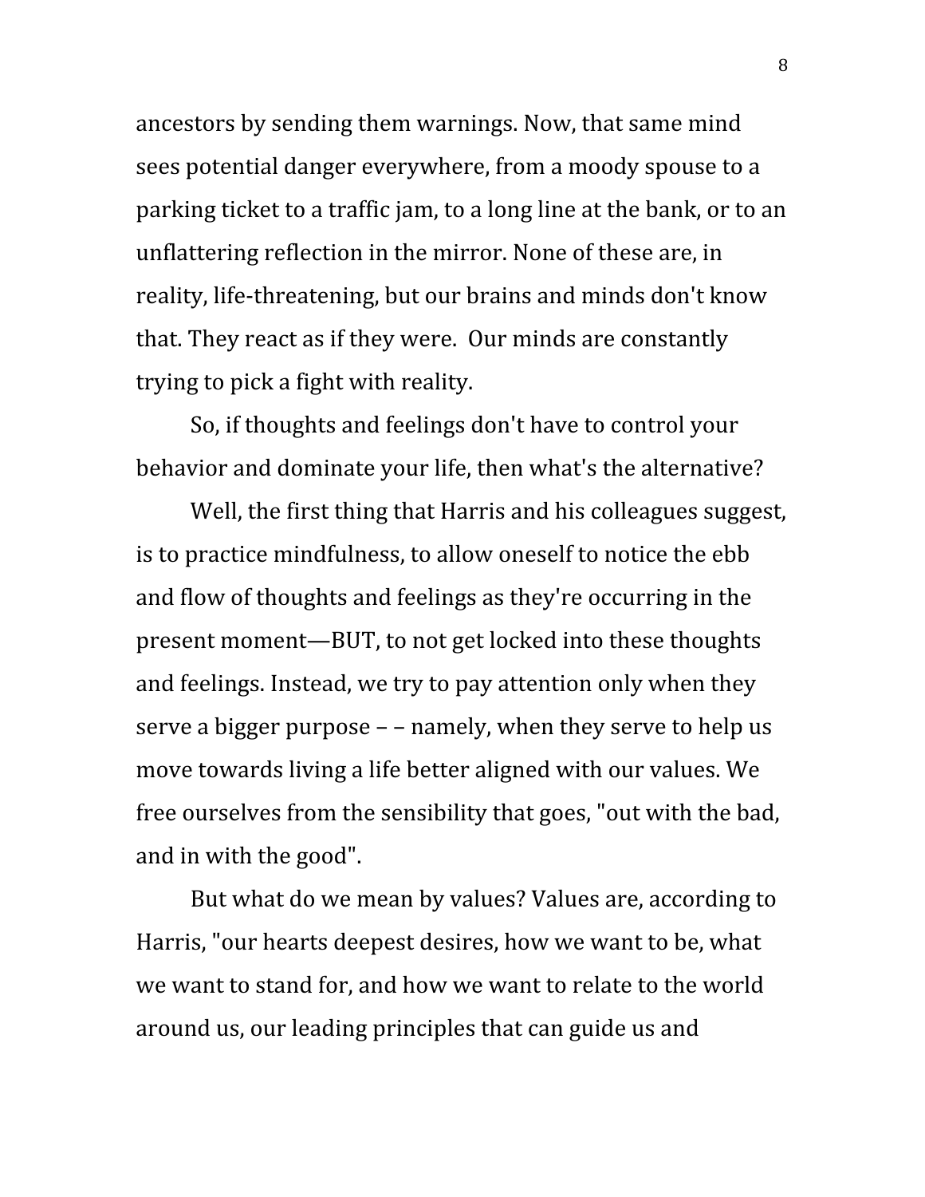ancestors by sending them warnings. Now, that same mind sees potential danger everywhere, from a moody spouse to a parking ticket to a traffic jam, to a long line at the bank, or to an unflattering reflection in the mirror. None of these are, in reality, life-threatening, but our brains and minds don't know that. They react as if they were.  Our minds are constantly trying to pick a fight with reality.

So, if thoughts and feelings don't have to control your behavior and dominate your life, then what's the alternative?

Well, the first thing that Harris and his colleagues suggest, is to practice mindfulness, to allow oneself to notice the ebb and flow of thoughts and feelings as they're occurring in the present moment—BUT, to not get locked into these thoughts and feelings. Instead, we try to pay attention only when they serve a bigger purpose – – namely, when they serve to help us move towards living a life better aligned with our values. We free ourselves from the sensibility that goes, "out with the bad, and in with the good".

But what do we mean by values? Values are, according to Harris, "our hearts deepest desires, how we want to be, what we want to stand for, and how we want to relate to the world around us, our leading principles that can guide us and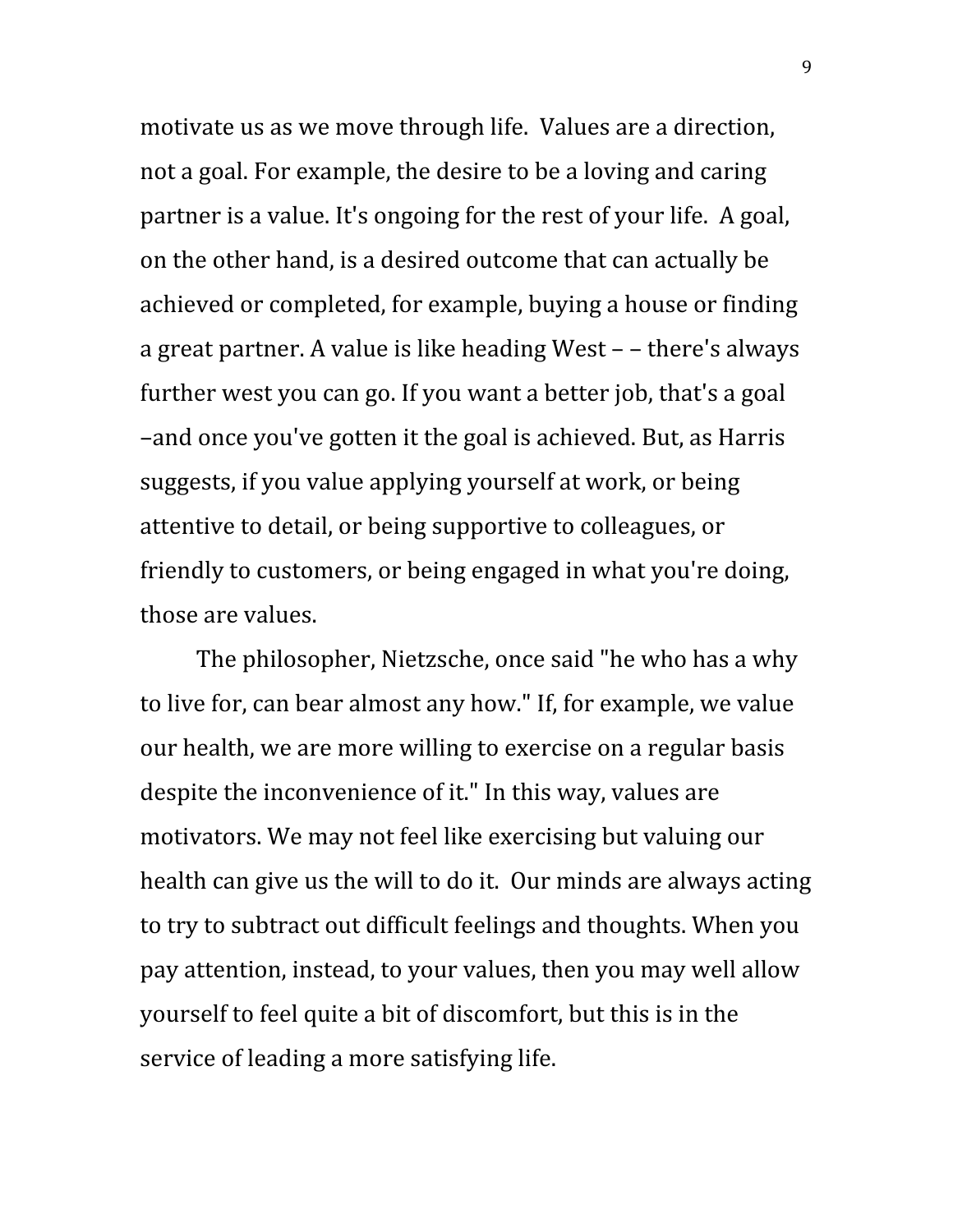motivate us as we move through life. Values are a direction, not a goal. For example, the desire to be a loving and caring partner is a value. It's ongoing for the rest of your life. A goal, on the other hand, is a desired outcome that can actually be achieved or completed, for example, buying a house or finding a great partner. A value is like heading West – – there's always further west you can go. If you want a better job, that's a goal –and once you've gotten it the goal is achieved. But, as Harris suggests, if you value applying yourself at work, or being attentive to detail, or being supportive to colleagues, or friendly to customers, or being engaged in what you're doing, those are values.

The philosopher, Nietzsche, once said "he who has a why to live for, can bear almost any how." If, for example, we value our health, we are more willing to exercise on a regular basis despite the inconvenience of it." In this way, values are motivators. We may not feel like exercising but valuing our health can give us the will to do it. Our minds are always acting to try to subtract out difficult feelings and thoughts. When you pay attention, instead, to your values, then you may well allow yourself to feel quite a bit of discomfort, but this is in the service of leading a more satisfying life.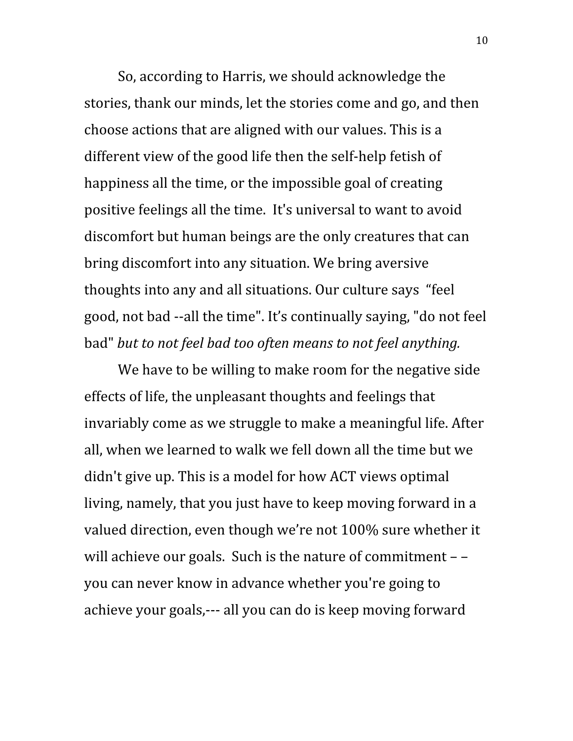So, according to Harris, we should acknowledge the stories, thank our minds, let the stories come and go, and then choose actions that are aligned with our values. This is a different view of the good life then the self-help fetish of happiness all the time, or the impossible goal of creating positive feelings all the time. It's universal to want to avoid discomfort but human beings are the only creatures that can bring discomfort into any situation. We bring aversive thoughts into any and all situations. Our culture says "feel good, not bad --all the time". It's continually saying, "do not feel bad" *but to not feel bad too often means to not feel anything.*

We have to be willing to make room for the negative side effects of life, the unpleasant thoughts and feelings that invariably come as we struggle to make a meaningful life. After all, when we learned to walk we fell down all the time but we didn't give up. This is a model for how ACT views optimal living, namely, that you just have to keep moving forward in a valued direction, even though we're not 100% sure whether it will achieve our goals. Such is the nature of commitment – – you can never know in advance whether you're going to achieve your goals,--- all you can do is keep moving forward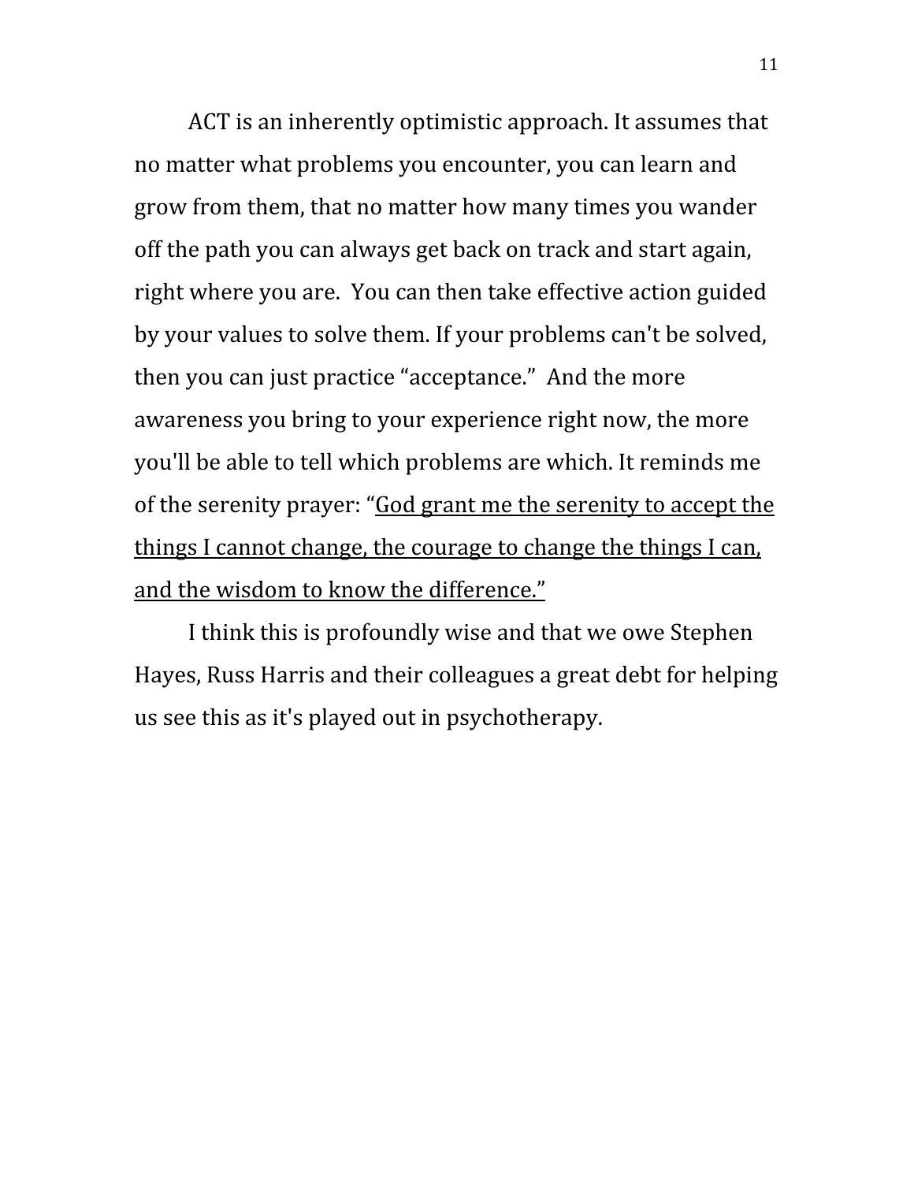ACT is an inherently optimistic approach. It assumes that no matter what problems you encounter, you can learn and grow from them, that no matter how many times you wander off the path you can always get back on track and start again, right where you are.  You can then take effective action guided by your values to solve them. If your problems can't be solved, then you can just practice "acceptance."  And the more awareness you bring to your experience right now, the more you'll be able to tell which problems are which. It reminds me of the serenity prayer: "<u>God grant me the serenity to accept the things I cannot change, the courage to change the things I can, and the wisdom to know the difference."</u>

I think this is profoundly wise and that we owe Stephen Hayes, Russ Harris and their colleagues a great debt for helping us see this as it's played out in psychotherapy.